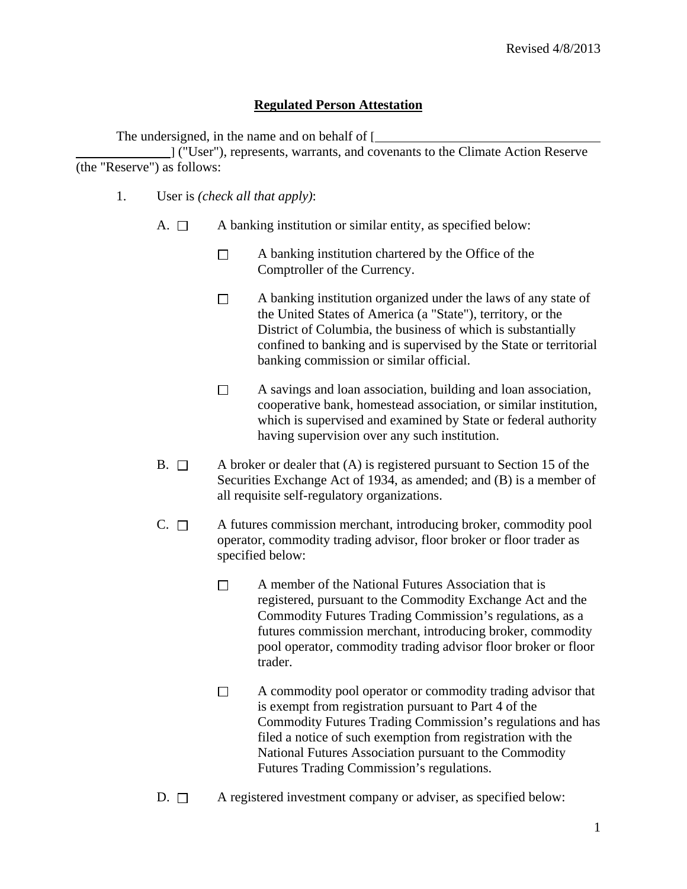Revised 4/8/2013

**Regulated Person Attestation**

The undersigned, in the name and on behalf of [\_\_\_\_\_\_\_\_\_\_\_\_\_\_\_\_\_\_\_\_\_\_\_\_\_\_\_\_\_\_\_\_\_\_\_\_\_\_\_\_\_\_\_\_\_\_\_\_\_\_] ("User"), represents, warrants, and covenants to the Climate Action Reserve (the "Reserve") as follows:

1. User is *(check all that apply)*:

   A. ☐ A banking institution or similar entity, as specified below:

   - ☐ A banking institution chartered by the Office of the Comptroller of the Currency.
   - ☐ A banking institution organized under the laws of any state of the United States of America (a "State"), territory, or the District of Columbia, the business of which is substantially confined to banking and is supervised by the State or territorial banking commission or similar official.
   - ☐ A savings and loan association, building and loan association, cooperative bank, homestead association, or similar institution, which is supervised and examined by State or federal authority having supervision over any such institution.

   B. ☐ A broker or dealer that (A) is registered pursuant to Section 15 of the Securities Exchange Act of 1934, as amended; and (B) is a member of all requisite self-regulatory organizations.

   C. ☐ A futures commission merchant, introducing broker, commodity pool operator, commodity trading advisor, floor broker or floor trader as specified below:

   - ☐ A member of the National Futures Association that is registered, pursuant to the Commodity Exchange Act and the Commodity Futures Trading Commission's regulations, as a futures commission merchant, introducing broker, commodity pool operator, commodity trading advisor floor broker or floor trader.
   - ☐ A commodity pool operator or commodity trading advisor that is exempt from registration pursuant to Part 4 of the Commodity Futures Trading Commission's regulations and has filed a notice of such exemption from registration with the National Futures Association pursuant to the Commodity Futures Trading Commission's regulations.

   D. ☐ A registered investment company or adviser, as specified below: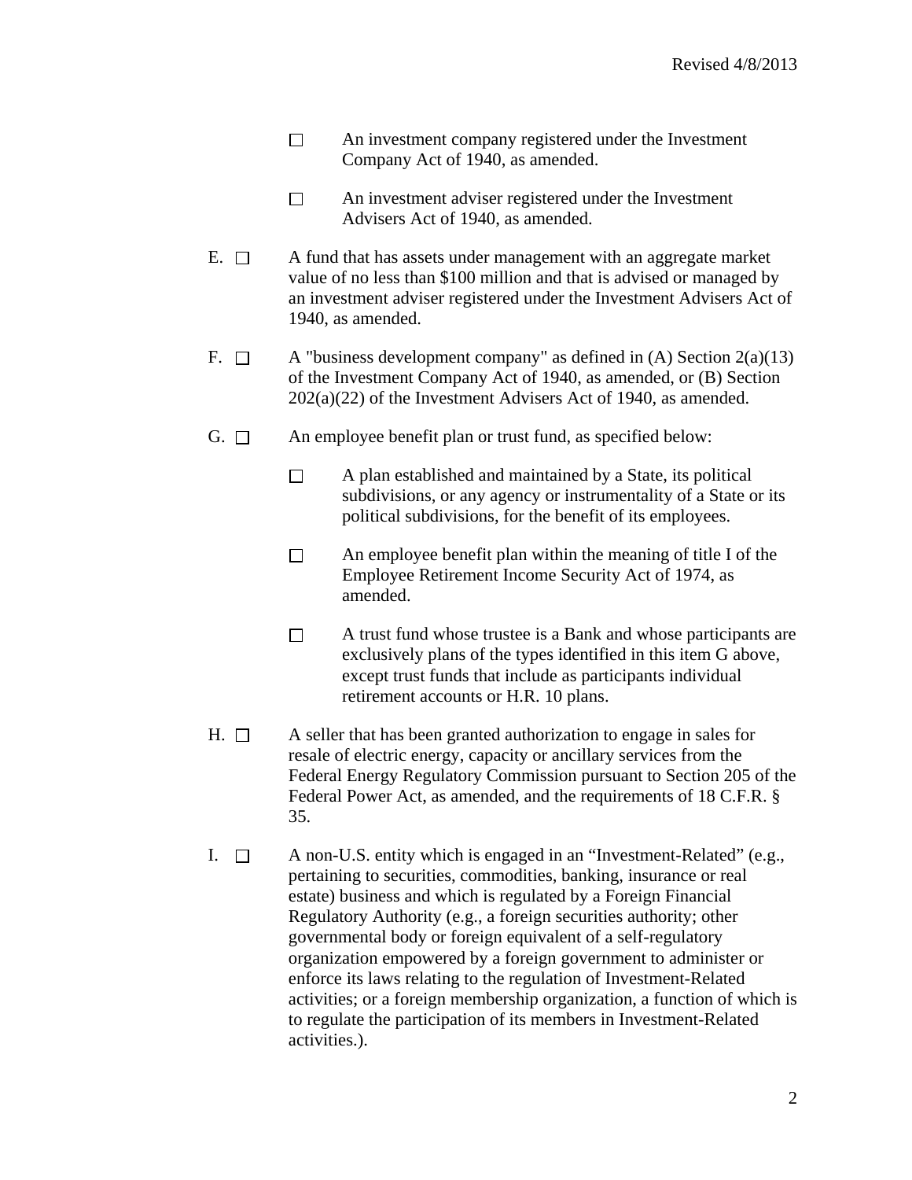- ☐ An investment company registered under the Investment Company Act of 1940, as amended.

- ☐ An investment adviser registered under the Investment Advisers Act of 1940, as amended.

E. ☐ A fund that has assets under management with an aggregate market value of no less than $100 million and that is advised or managed by an investment adviser registered under the Investment Advisers Act of 1940, as amended.

F. ☐ A "business development company" as defined in (A) Section 2(a)(13) of the Investment Company Act of 1940, as amended, or (B) Section 202(a)(22) of the Investment Advisers Act of 1940, as amended.

G. ☐ An employee benefit plan or trust fund, as specified below:

- ☐ A plan established and maintained by a State, its political subdivisions, or any agency or instrumentality of a State or its political subdivisions, for the benefit of its employees.

- ☐ An employee benefit plan within the meaning of title I of the Employee Retirement Income Security Act of 1974, as amended.

- ☐ A trust fund whose trustee is a Bank and whose participants are exclusively plans of the types identified in this item G above, except trust funds that include as participants individual retirement accounts or H.R. 10 plans.

H. ☐ A seller that has been granted authorization to engage in sales for resale of electric energy, capacity or ancillary services from the Federal Energy Regulatory Commission pursuant to Section 205 of the Federal Power Act, as amended, and the requirements of 18 C.F.R. § 35.

I. ☐ A non-U.S. entity which is engaged in an "Investment-Related" (e.g., pertaining to securities, commodities, banking, insurance or real estate) business and which is regulated by a Foreign Financial Regulatory Authority (e.g., a foreign securities authority; other governmental body or foreign equivalent of a self-regulatory organization empowered by a foreign government to administer or enforce its laws relating to the regulation of Investment-Related activities; or a foreign membership organization, a function of which is to regulate the participation of its members in Investment-Related activities.).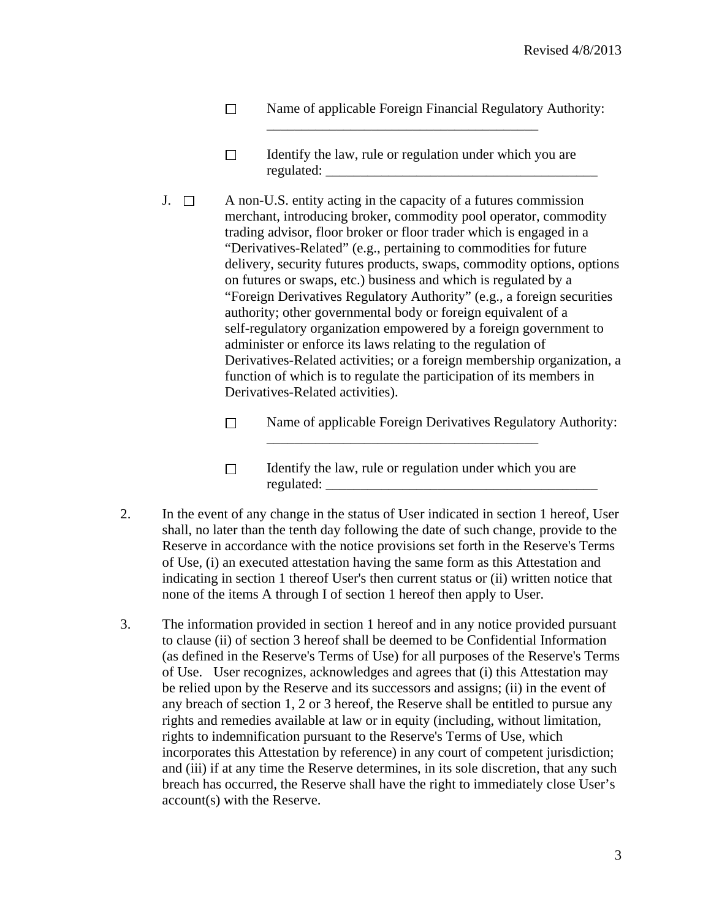☐ Name of applicable Foreign Financial Regulatory Authority: ________________________________________

☐ Identify the law, rule or regulation under which you are regulated: ________________________________________

J. ☐ A non-U.S. entity acting in the capacity of a futures commission merchant, introducing broker, commodity pool operator, commodity trading advisor, floor broker or floor trader which is engaged in a "Derivatives-Related" (e.g., pertaining to commodities for future delivery, security futures products, swaps, commodity options, options on futures or swaps, etc.) business and which is regulated by a "Foreign Derivatives Regulatory Authority" (e.g., a foreign securities authority; other governmental body or foreign equivalent of a self-regulatory organization empowered by a foreign government to administer or enforce its laws relating to the regulation of Derivatives-Related activities; or a foreign membership organization, a function of which is to regulate the participation of its members in Derivatives-Related activities).

☐ Name of applicable Foreign Derivatives Regulatory Authority: ________________________________________

☐ Identify the law, rule or regulation under which you are regulated: ________________________________________

2. In the event of any change in the status of User indicated in section 1 hereof, User shall, no later than the tenth day following the date of such change, provide to the Reserve in accordance with the notice provisions set forth in the Reserve's Terms of Use, (i) an executed attestation having the same form as this Attestation and indicating in section 1 thereof User's then current status or (ii) written notice that none of the items A through I of section 1 hereof then apply to User.

3. The information provided in section 1 hereof and in any notice provided pursuant to clause (ii) of section 3 hereof shall be deemed to be Confidential Information (as defined in the Reserve's Terms of Use) for all purposes of the Reserve's Terms of Use. User recognizes, acknowledges and agrees that (i) this Attestation may be relied upon by the Reserve and its successors and assigns; (ii) in the event of any breach of section 1, 2 or 3 hereof, the Reserve shall be entitled to pursue any rights and remedies available at law or in equity (including, without limitation, rights to indemnification pursuant to the Reserve's Terms of Use, which incorporates this Attestation by reference) in any court of competent jurisdiction; and (iii) if at any time the Reserve determines, in its sole discretion, that any such breach has occurred, the Reserve shall have the right to immediately close User's account(s) with the Reserve.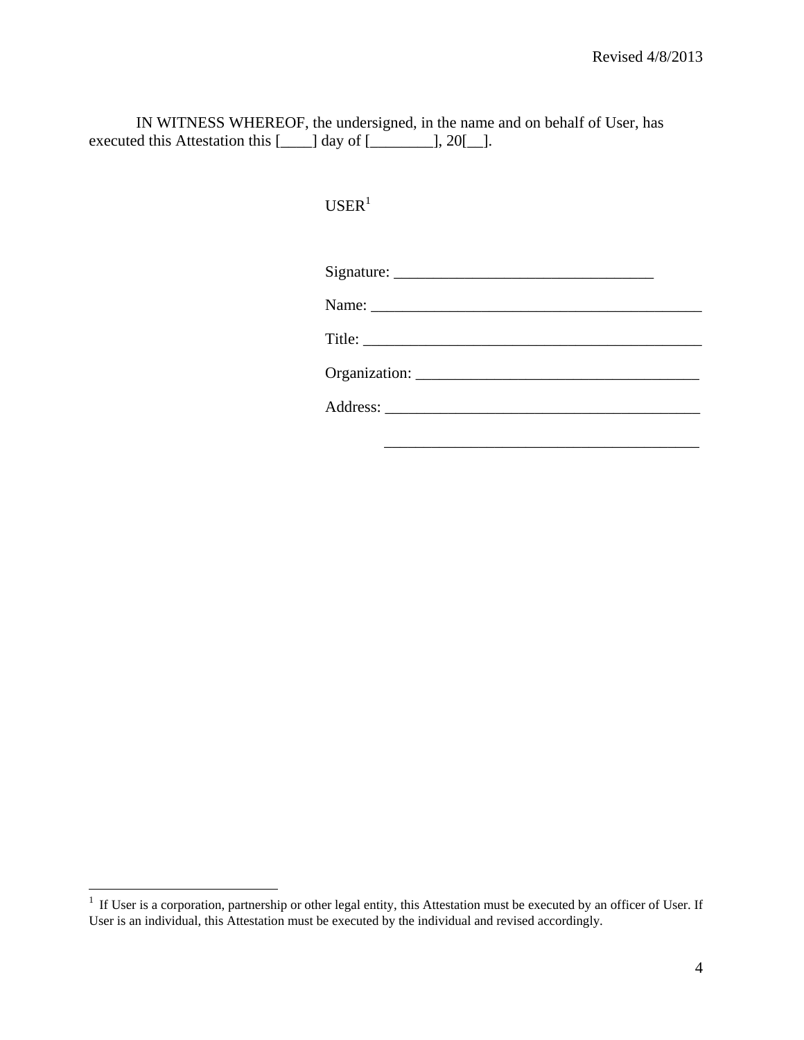IN WITNESS WHEREOF, the undersigned, in the name and on behalf of User, has executed this Attestation this [____] day of [________], 20[__].

USER[1]

Signature: _________________________________

Name: __________________________________________

Title: ___________________________________________

Organization: ____________________________________

Address: ________________________________________

________________________________________

[1] If User is a corporation, partnership or other legal entity, this Attestation must be executed by an officer of User. If User is an individual, this Attestation must be executed by the individual and revised accordingly.